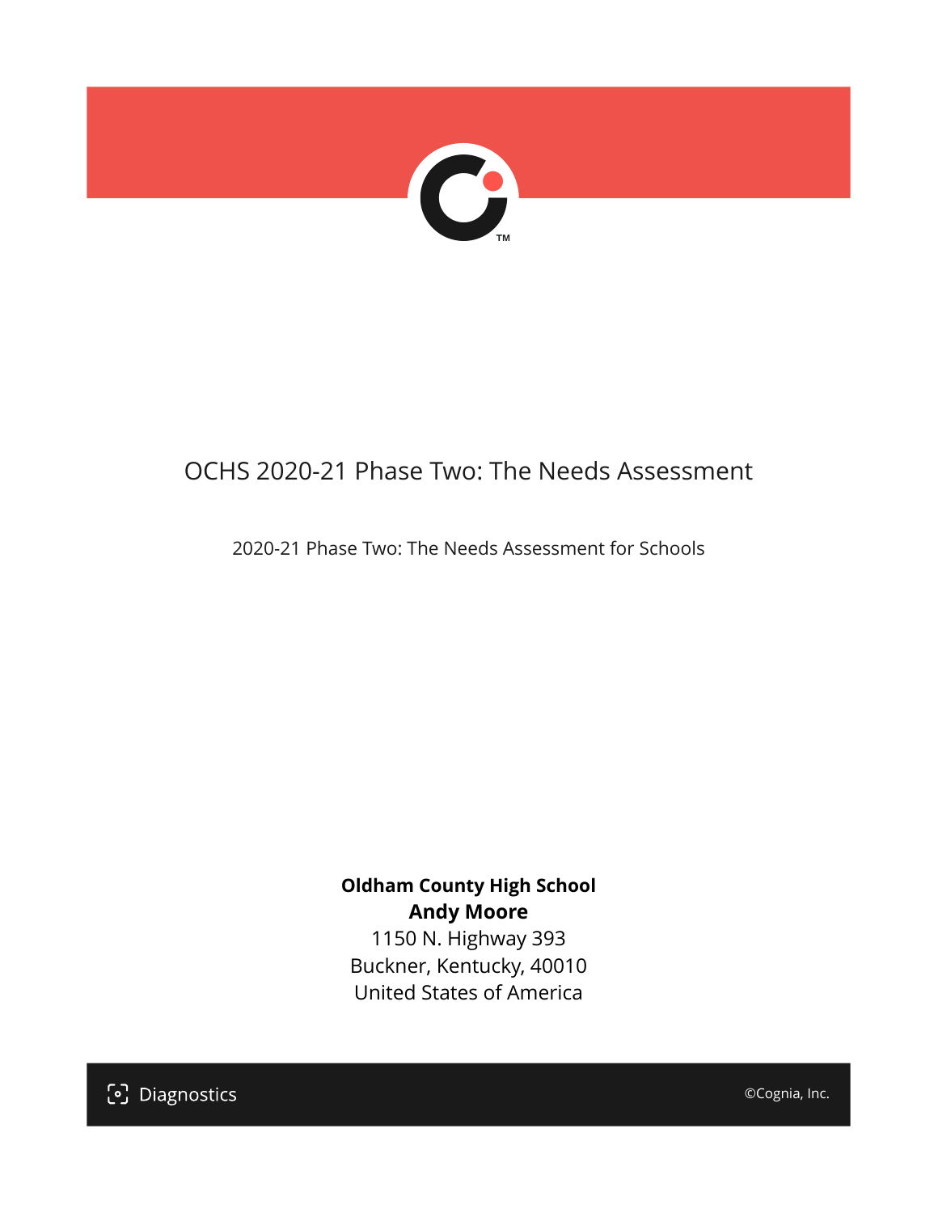# OCHS 2020-21 Phase Two: The Needs Assessment

2020-21 Phase Two: The Needs Assessment for Schools

**Oldham County High School**
**Andy Moore**
1150 N. Highway 393
Buckner, Kentucky, 40010
United States of America

Diagnostics

©Cognia, Inc.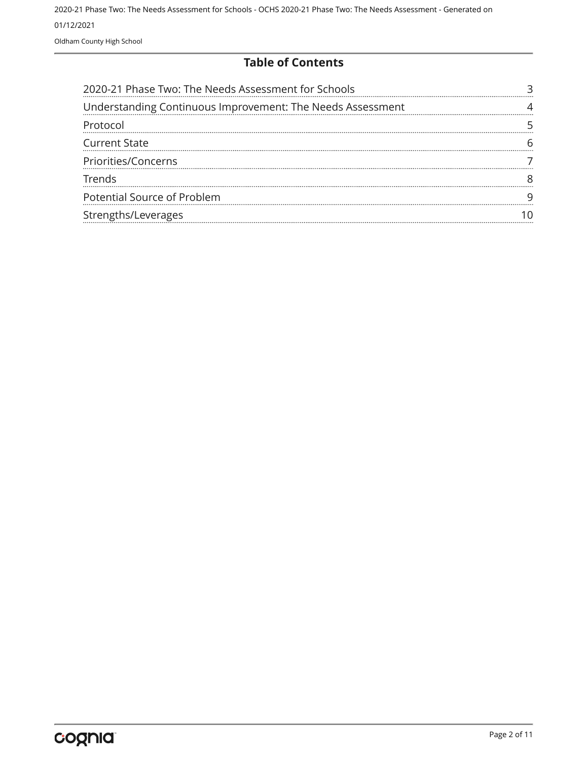## Table of Contents

| | |
|---|---|
| 2020-21 Phase Two: The Needs Assessment for Schools | 3 |
| Understanding Continuous Improvement: The Needs Assessment | 4 |
| Protocol | 5 |
| Current State | 6 |
| Priorities/Concerns | 7 |
| Trends | 8 |
| Potential Source of Problem | 9 |
| Strengths/Leverages | 10 |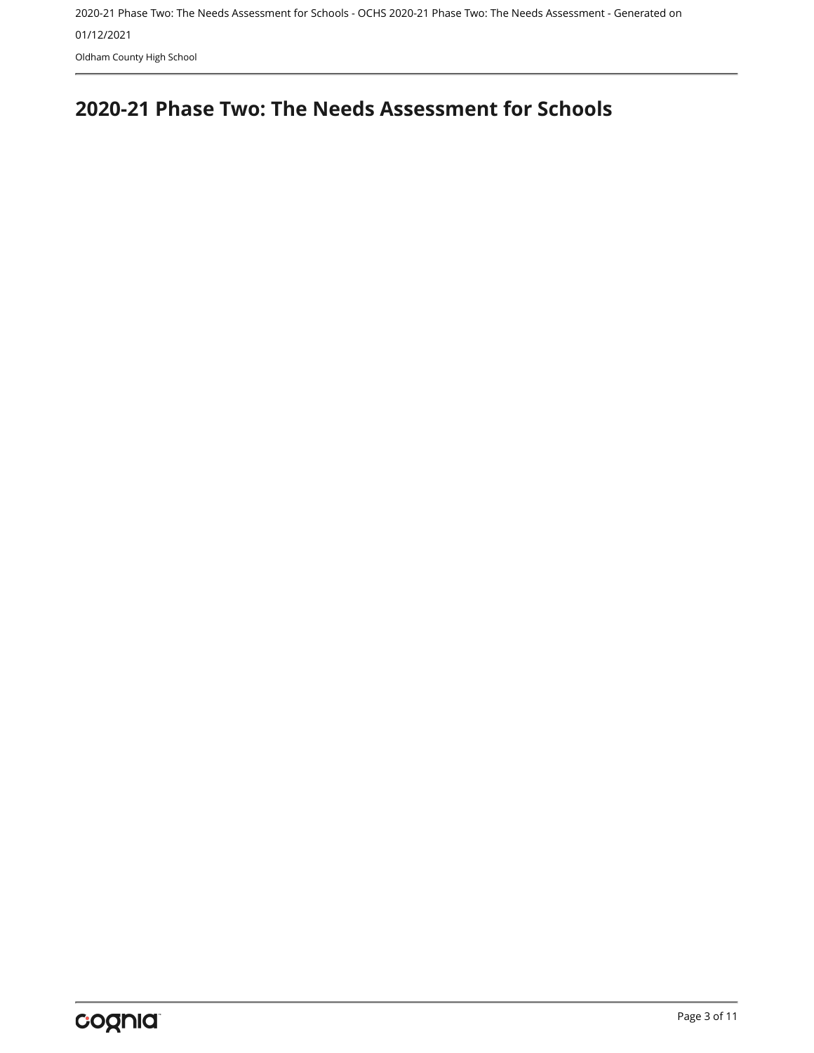# 2020-21 Phase Two: The Needs Assessment for Schools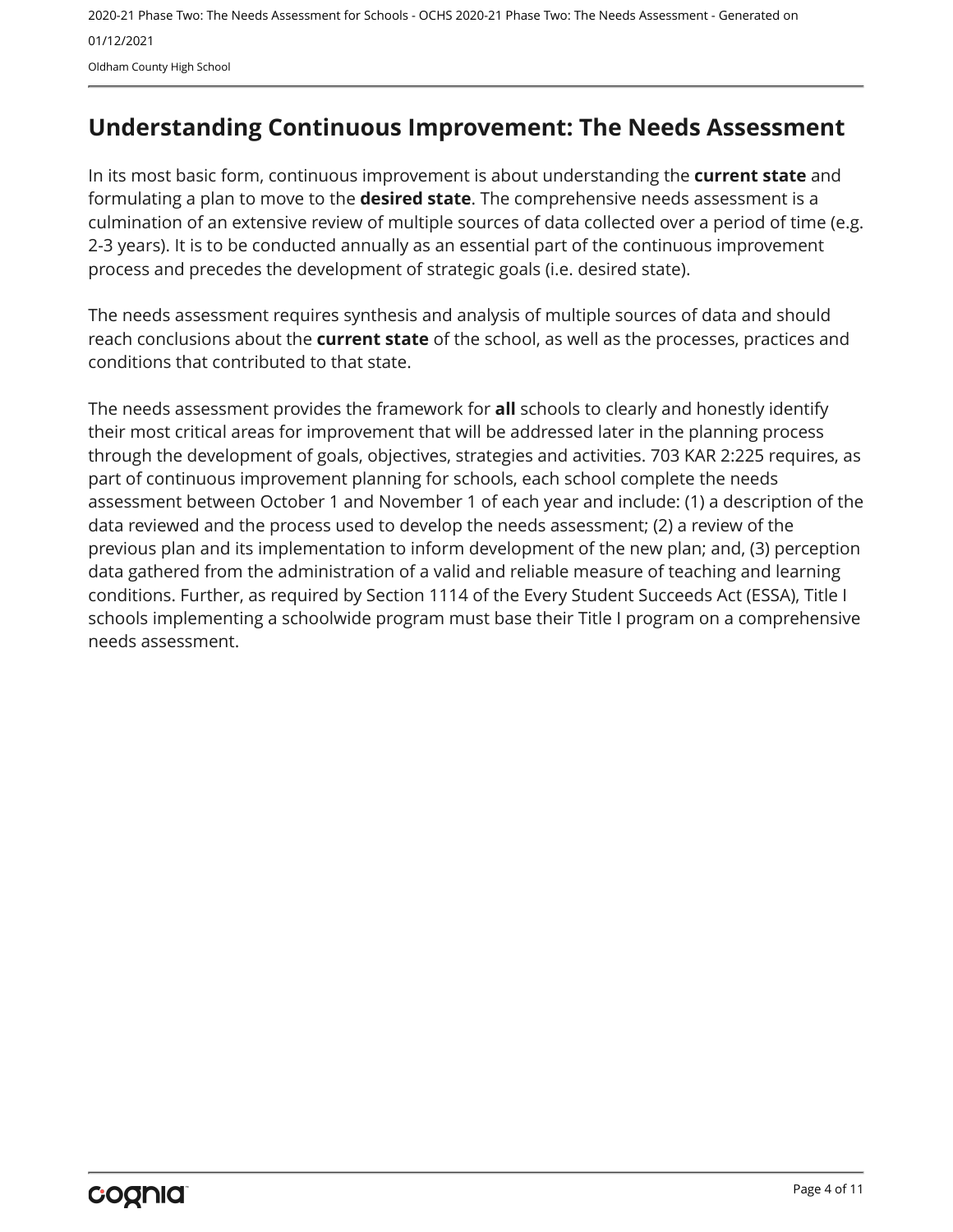# Understanding Continuous Improvement: The Needs Assessment

In its most basic form, continuous improvement is about understanding the **current state** and formulating a plan to move to the **desired state**. The comprehensive needs assessment is a culmination of an extensive review of multiple sources of data collected over a period of time (e.g. 2-3 years). It is to be conducted annually as an essential part of the continuous improvement process and precedes the development of strategic goals (i.e. desired state).

The needs assessment requires synthesis and analysis of multiple sources of data and should reach conclusions about the **current state** of the school, as well as the processes, practices and conditions that contributed to that state.

The needs assessment provides the framework for **all** schools to clearly and honestly identify their most critical areas for improvement that will be addressed later in the planning process through the development of goals, objectives, strategies and activities. 703 KAR 2:225 requires, as part of continuous improvement planning for schools, each school complete the needs assessment between October 1 and November 1 of each year and include: (1) a description of the data reviewed and the process used to develop the needs assessment; (2) a review of the previous plan and its implementation to inform development of the new plan; and, (3) perception data gathered from the administration of a valid and reliable measure of teaching and learning conditions. Further, as required by Section 1114 of the Every Student Succeeds Act (ESSA), Title I schools implementing a schoolwide program must base their Title I program on a comprehensive needs assessment.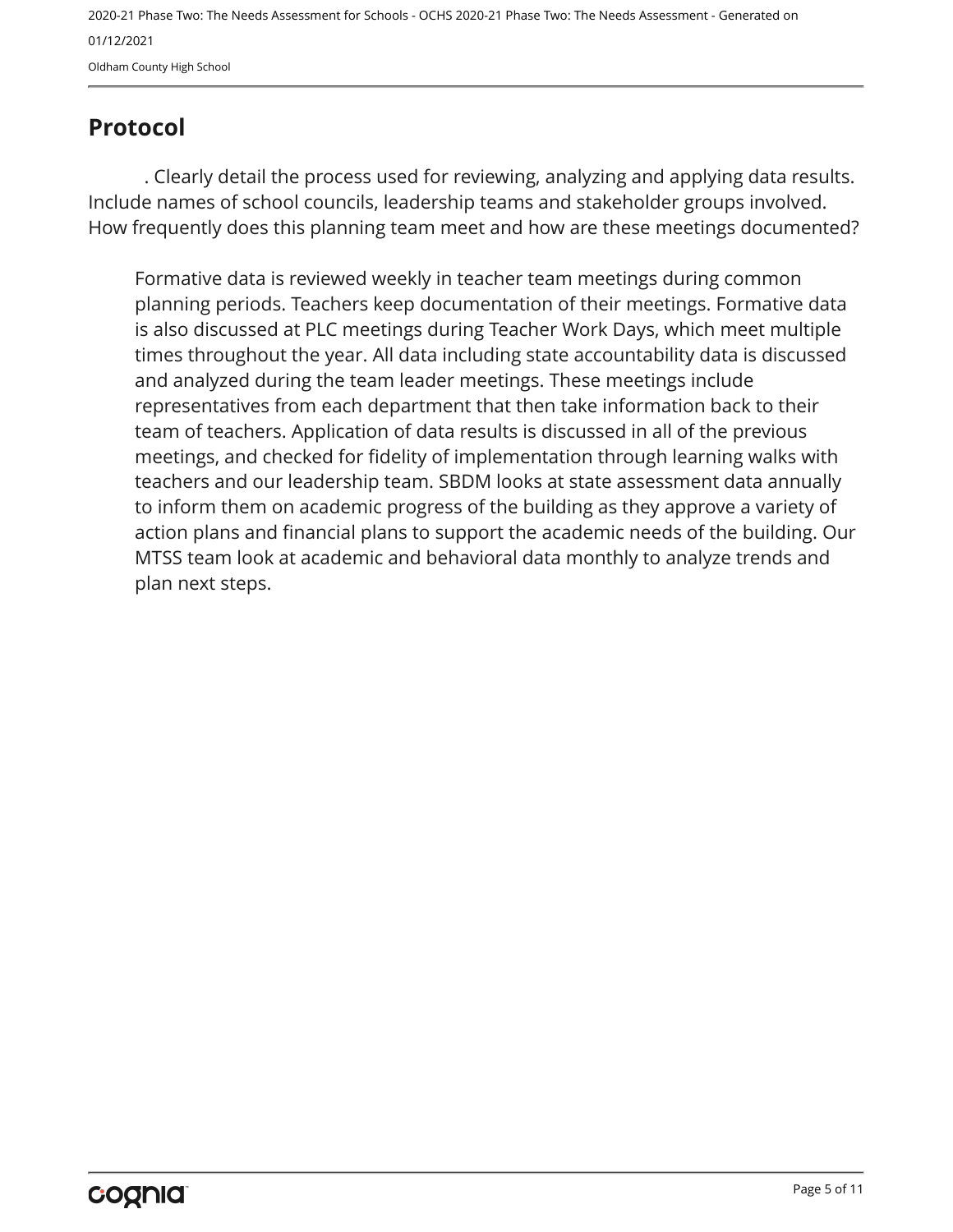## Protocol

. Clearly detail the process used for reviewing, analyzing and applying data results. Include names of school councils, leadership teams and stakeholder groups involved. How frequently does this planning team meet and how are these meetings documented?

Formative data is reviewed weekly in teacher team meetings during common planning periods. Teachers keep documentation of their meetings. Formative data is also discussed at PLC meetings during Teacher Work Days, which meet multiple times throughout the year. All data including state accountability data is discussed and analyzed during the team leader meetings. These meetings include representatives from each department that then take information back to their team of teachers. Application of data results is discussed in all of the previous meetings, and checked for fidelity of implementation through learning walks with teachers and our leadership team. SBDM looks at state assessment data annually to inform them on academic progress of the building as they approve a variety of action plans and financial plans to support the academic needs of the building. Our MTSS team look at academic and behavioral data monthly to analyze trends and plan next steps.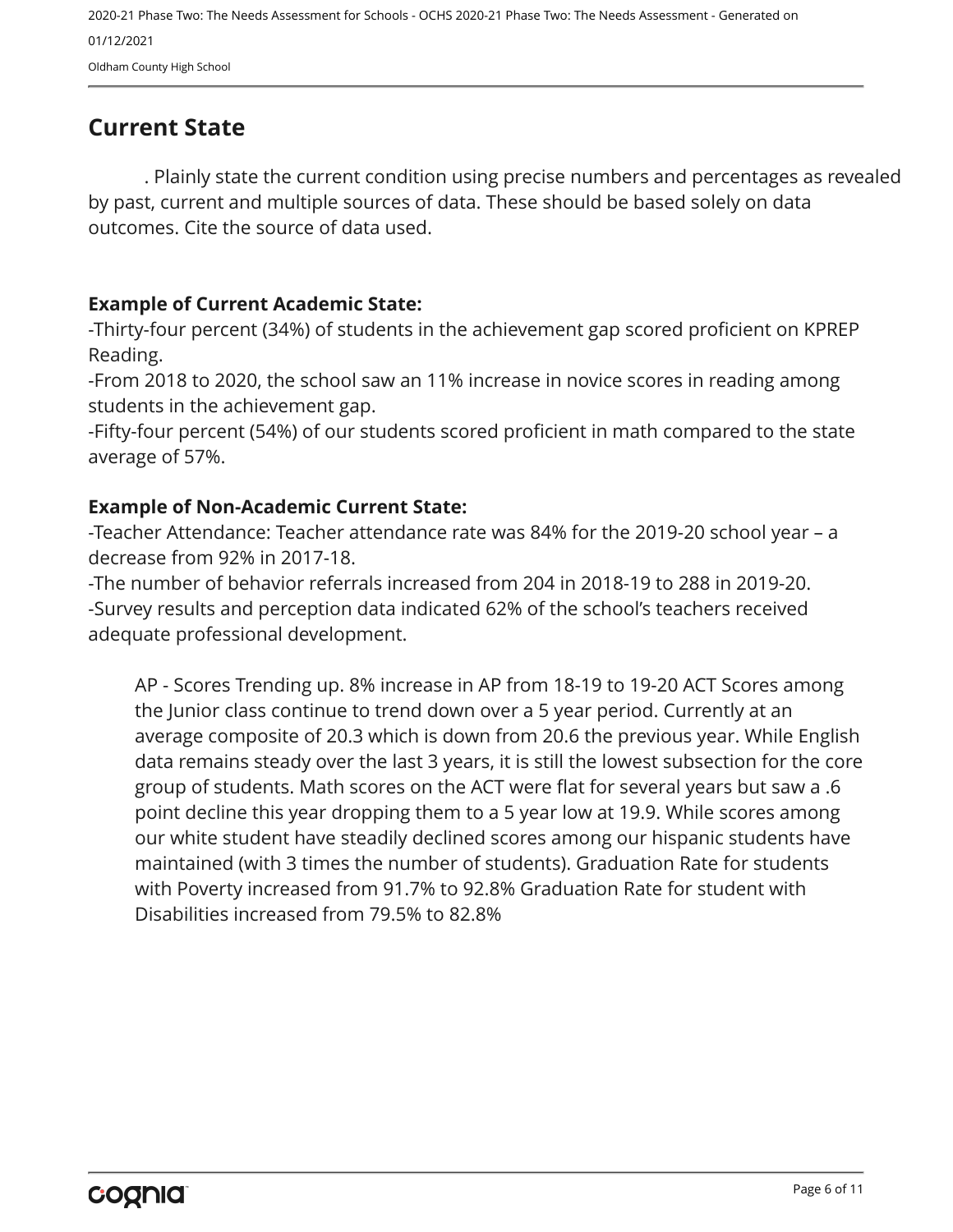## Current State

. Plainly state the current condition using precise numbers and percentages as revealed by past, current and multiple sources of data. These should be based solely on data outcomes. Cite the source of data used.

**Example of Current Academic State:**

-Thirty-four percent (34%) of students in the achievement gap scored proficient on KPREP Reading.

-From 2018 to 2020, the school saw an 11% increase in novice scores in reading among students in the achievement gap.

-Fifty-four percent (54%) of our students scored proficient in math compared to the state average of 57%.

**Example of Non-Academic Current State:**

-Teacher Attendance: Teacher attendance rate was 84% for the 2019-20 school year – a decrease from 92% in 2017-18.

-The number of behavior referrals increased from 204 in 2018-19 to 288 in 2019-20.

-Survey results and perception data indicated 62% of the school's teachers received adequate professional development.

AP - Scores Trending up. 8% increase in AP from 18-19 to 19-20 ACT Scores among the Junior class continue to trend down over a 5 year period. Currently at an average composite of 20.3 which is down from 20.6 the previous year. While English data remains steady over the last 3 years, it is still the lowest subsection for the core group of students. Math scores on the ACT were flat for several years but saw a .6 point decline this year dropping them to a 5 year low at 19.9. While scores among our white student have steadily declined scores among our hispanic students have maintained (with 3 times the number of students). Graduation Rate for students with Poverty increased from 91.7% to 92.8% Graduation Rate for student with Disabilities increased from 79.5% to 82.8%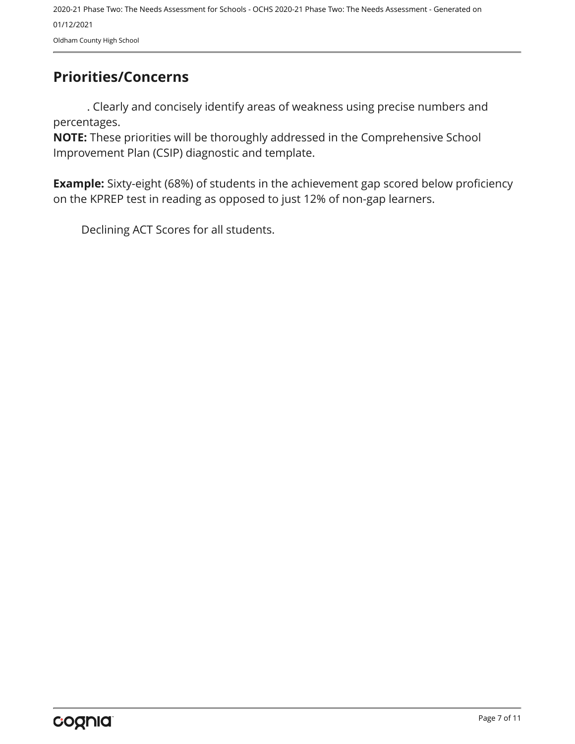## Priorities/Concerns

. Clearly and concisely identify areas of weakness using precise numbers and percentages.

**NOTE:** These priorities will be thoroughly addressed in the Comprehensive School Improvement Plan (CSIP) diagnostic and template.

**Example:** Sixty-eight (68%) of students in the achievement gap scored below proficiency on the KPREP test in reading as opposed to just 12% of non-gap learners.

Declining ACT Scores for all students.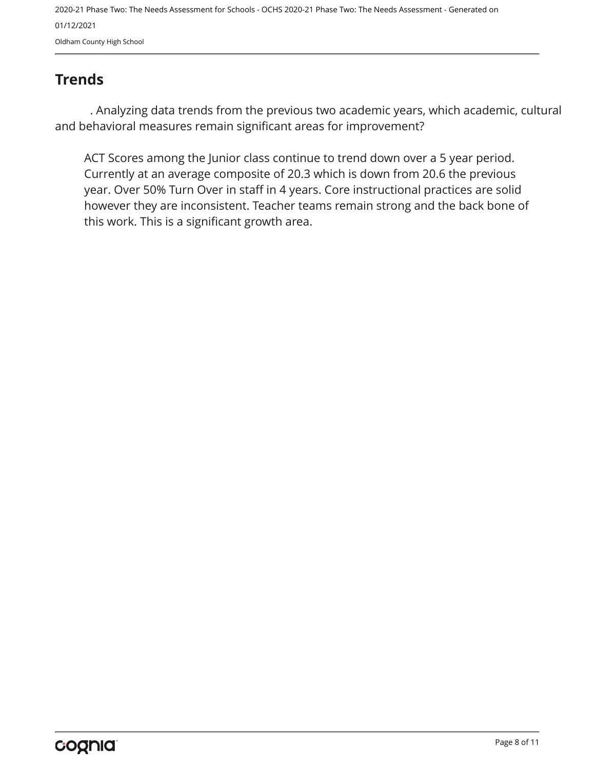## Trends

. Analyzing data trends from the previous two academic years, which academic, cultural and behavioral measures remain significant areas for improvement?

ACT Scores among the Junior class continue to trend down over a 5 year period. Currently at an average composite of 20.3 which is down from 20.6 the previous year. Over 50% Turn Over in staff in 4 years. Core instructional practices are solid however they are inconsistent. Teacher teams remain strong and the back bone of this work. This is a significant growth area.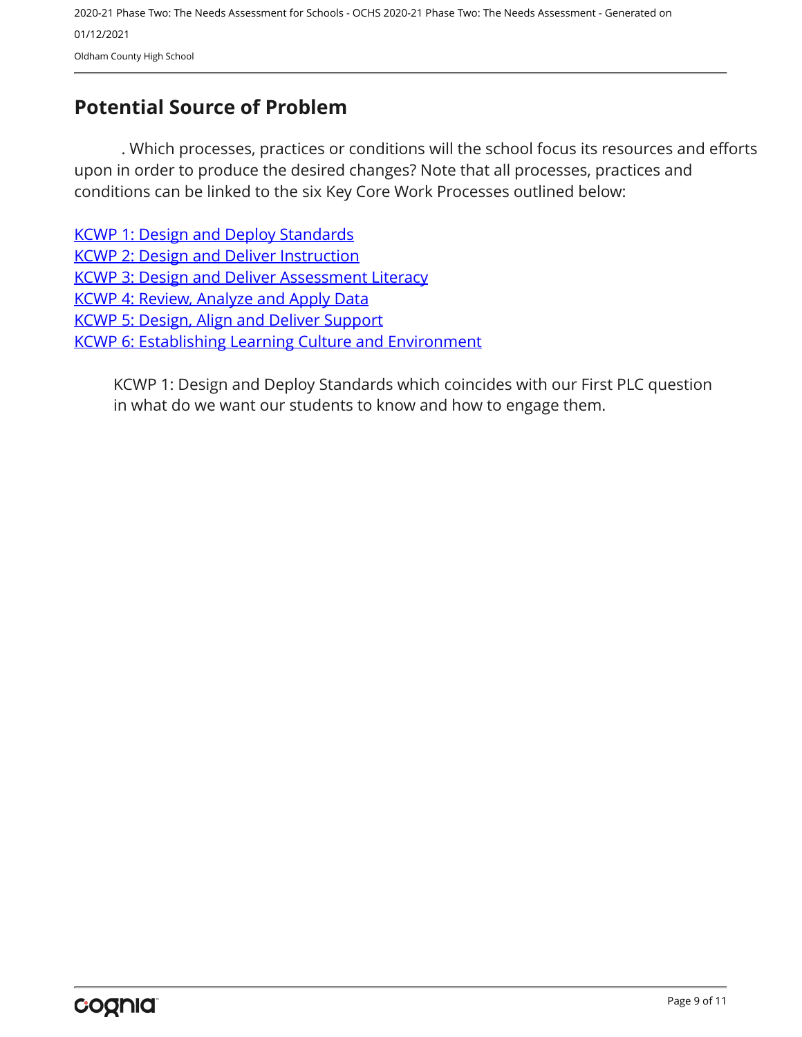## Potential Source of Problem

. Which processes, practices or conditions will the school focus its resources and efforts upon in order to produce the desired changes? Note that all processes, practices and conditions can be linked to the six Key Core Work Processes outlined below:

KCWP 1: Design and Deploy Standards
KCWP 2: Design and Deliver Instruction
KCWP 3: Design and Deliver Assessment Literacy
KCWP 4: Review, Analyze and Apply Data
KCWP 5: Design, Align and Deliver Support
KCWP 6: Establishing Learning Culture and Environment

KCWP 1: Design and Deploy Standards which coincides with our First PLC question in what do we want our students to know and how to engage them.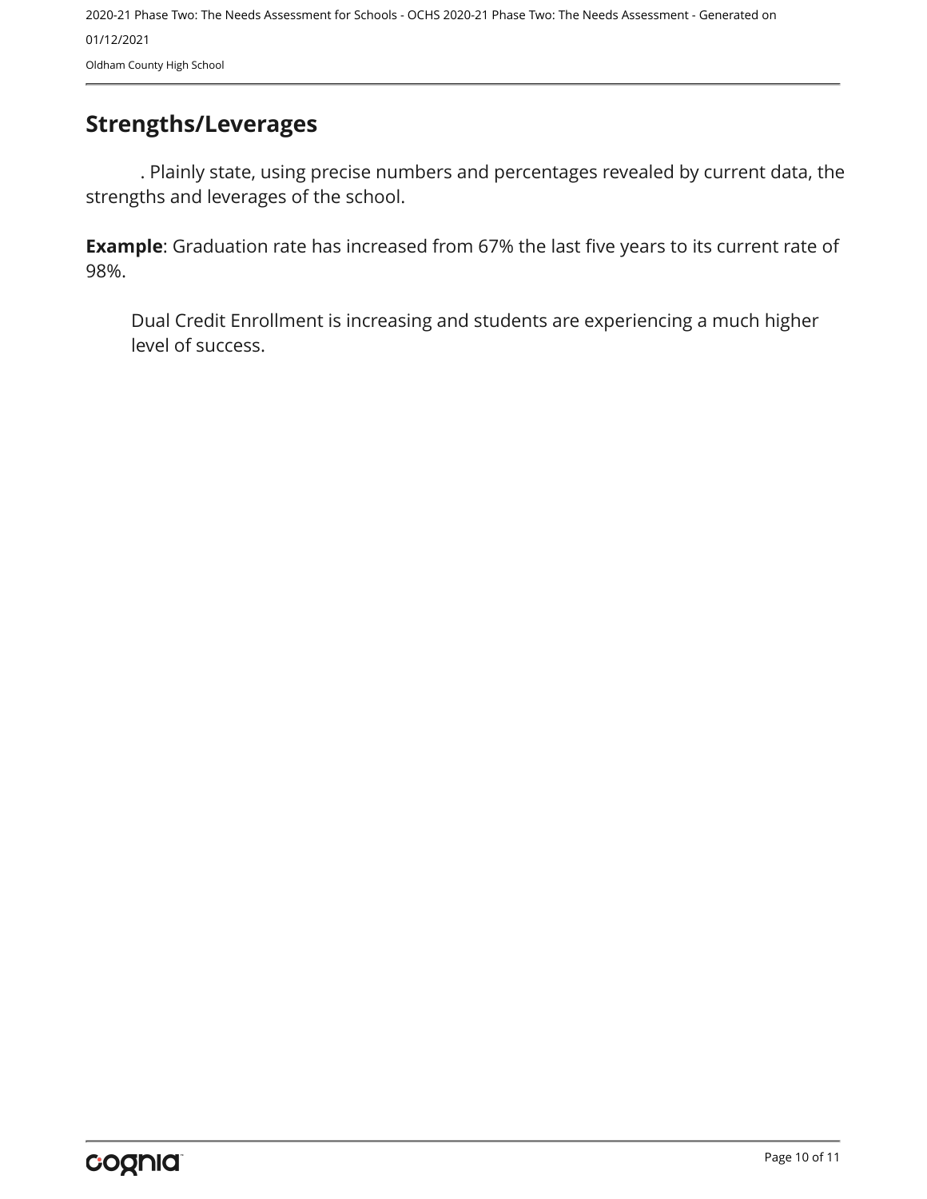## Strengths/Leverages

. Plainly state, using precise numbers and percentages revealed by current data, the strengths and leverages of the school.

**Example**: Graduation rate has increased from 67% the last five years to its current rate of 98%.

Dual Credit Enrollment is increasing and students are experiencing a much higher level of success.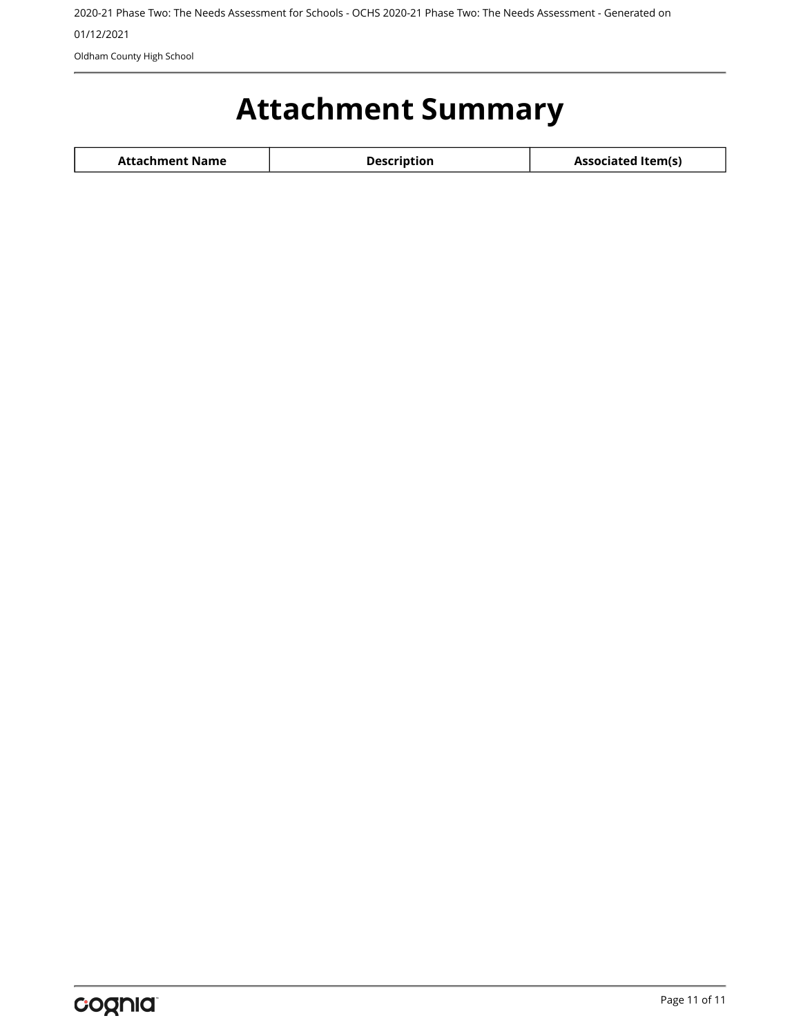# Attachment Summary

| Attachment Name | Description | Associated Item(s) |
| --- | --- | --- |